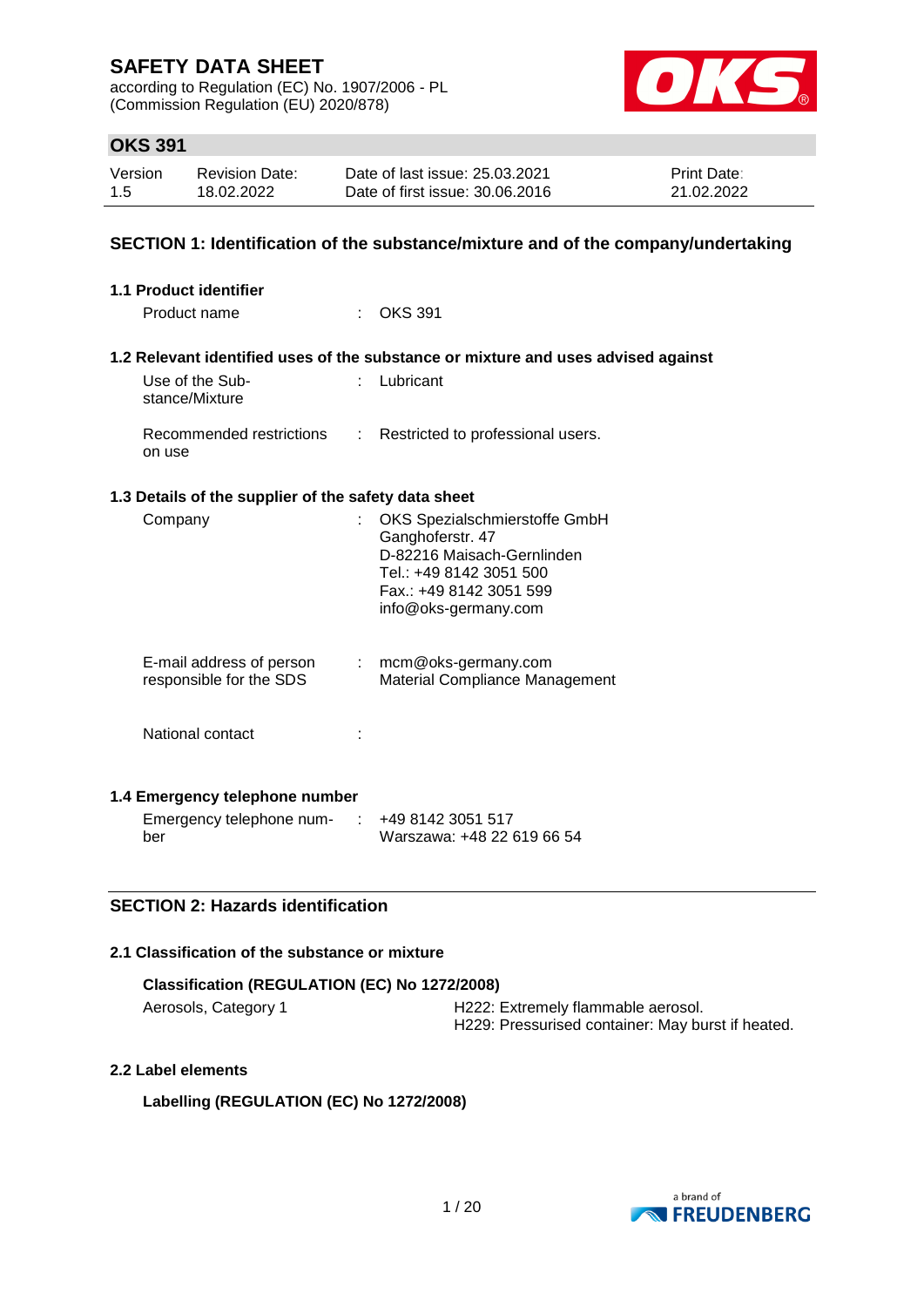# SAFETY DATA SHEET

according to Regulation (EC) No. 1907/2006 - PL
(Commission Regulation (EU) 2020/878)

## OKS 391

| Version | Revision Date: | Date of last issue: 25.03.2021 | Print Date: |
|---|---|---|---|
| 1.5 | 18.02.2022 | Date of first issue: 30.06.2016 | 21.02.2022 |

## SECTION 1: Identification of the substance/mixture and of the company/undertaking

### 1.1 Product identifier

Product name : OKS 391

### 1.2 Relevant identified uses of the substance or mixture and uses advised against

Use of the Substance/Mixture : Lubricant

Recommended restrictions on use : Restricted to professional users.

### 1.3 Details of the supplier of the safety data sheet

Company : OKS Spezialschmierstoffe GmbH
Ganghoferstr. 47
D-82216 Maisach-Gernlinden
Tel.: +49 8142 3051 500
Fax.: +49 8142 3051 599
info@oks-germany.com

E-mail address of person responsible for the SDS : mcm@oks-germany.com
Material Compliance Management

National contact :

### 1.4 Emergency telephone number

Emergency telephone number : +49 8142 3051 517
Warszawa: +48 22 619 66 54

## SECTION 2: Hazards identification

### 2.1 Classification of the substance or mixture

**Classification (REGULATION (EC) No 1272/2008)**

Aerosols, Category 1 — H222: Extremely flammable aerosol.
H229: Pressurised container: May burst if heated.

### 2.2 Label elements

**Labelling (REGULATION (EC) No 1272/2008)**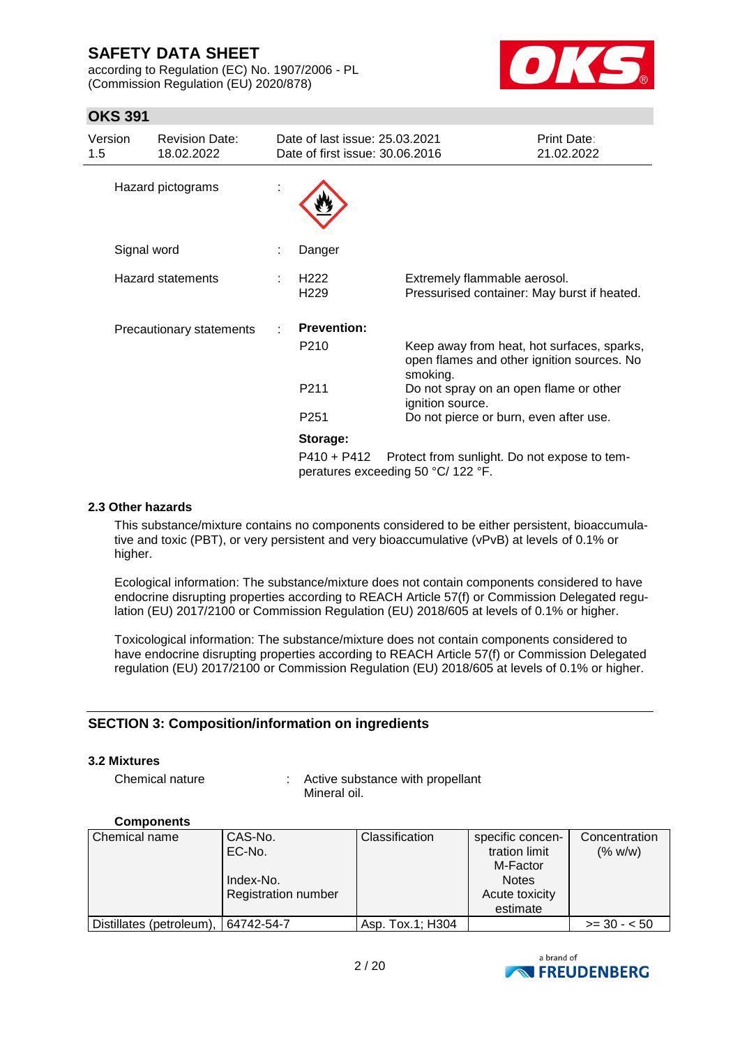Hazard pictograms :

Signal word : Danger

Hazard statements :

| | |
|---|---|
| H222 | Extremely flammable aerosol. |
| H229 | Pressurised container: May burst if heated. |

Precautionary statements :

**Prevention:**

| | |
|---|---|
| P210 | Keep away from heat, hot surfaces, sparks, open flames and other ignition sources. No smoking. |
| P211 | Do not spray on an open flame or other ignition source. |
| P251 | Do not pierce or burn, even after use. |

**Storage:**

P410 + P412 Protect from sunlight. Do not expose to temperatures exceeding 50 °C/ 122 °F.

### 2.3 Other hazards

This substance/mixture contains no components considered to be either persistent, bioaccumulative and toxic (PBT), or very persistent and very bioaccumulative (vPvB) at levels of 0.1% or higher.

Ecological information: The substance/mixture does not contain components considered to have endocrine disrupting properties according to REACH Article 57(f) or Commission Delegated regulation (EU) 2017/2100 or Commission Regulation (EU) 2018/605 at levels of 0.1% or higher.

Toxicological information: The substance/mixture does not contain components considered to have endocrine disrupting properties according to REACH Article 57(f) or Commission Delegated regulation (EU) 2017/2100 or Commission Regulation (EU) 2018/605 at levels of 0.1% or higher.

## SECTION 3: Composition/information on ingredients

### 3.2 Mixtures

Chemical nature : Active substance with propellant
Mineral oil.

**Components**

| Chemical name | CAS-No.<br>EC-No.<br><br>Index-No.<br>Registration number | Classification | specific concentration limit<br>M-Factor<br>Notes<br>Acute toxicity estimate | Concentration (% w/w) |
|---|---|---|---|---|
| Distillates (petroleum), | 64742-54-7 | Asp. Tox.1; H304 | | >= 30 - < 50 |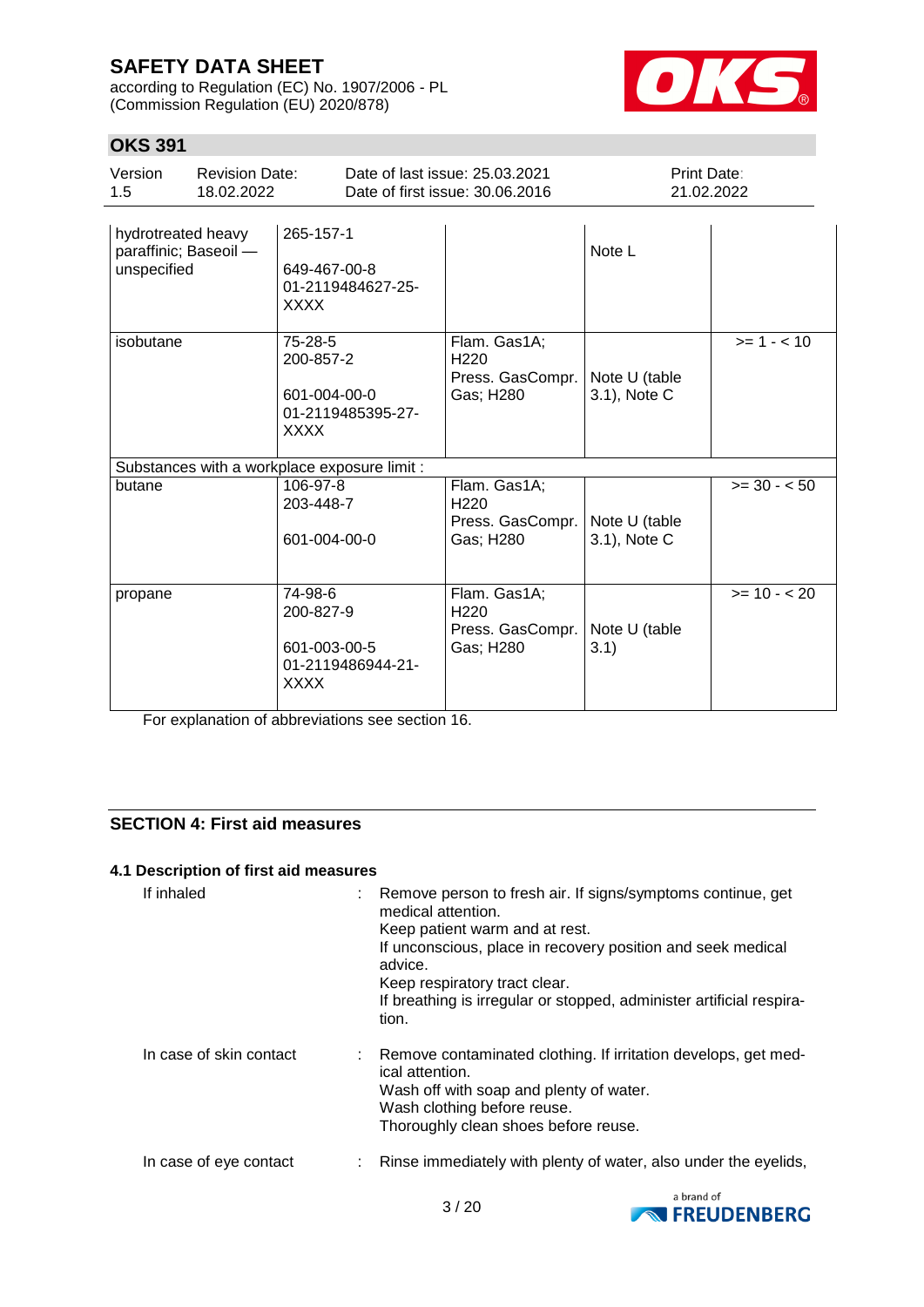| | | | | |
|---|---|---|---|---|
| hydrotreated heavy paraffinic; Baseoil — unspecified | 265-157-1<br><br>649-467-00-8<br>01-2119484627-25-XXXX | | Note L | |
| isobutane | 75-28-5<br>200-857-2<br><br>601-004-00-0<br>01-2119485395-27-XXXX | Flam. Gas1A; H220<br>Press. GasCompr. Gas; H280 | Note U (table 3.1), Note C | >= 1 - < 10 |
| Substances with a workplace exposure limit : | | | | |
| butane | 106-97-8<br>203-448-7<br><br>601-004-00-0 | Flam. Gas1A; H220<br>Press. GasCompr. Gas; H280 | Note U (table 3.1), Note C | >= 30 - < 50 |
| propane | 74-98-6<br>200-827-9<br><br>601-003-00-5<br>01-2119486944-21-XXXX | Flam. Gas1A; H220<br>Press. GasCompr. Gas; H280 | Note U (table 3.1) | >= 10 - < 20 |

For explanation of abbreviations see section 16.

## SECTION 4: First aid measures

### 4.1 Description of first aid measures

If inhaled : Remove person to fresh air. If signs/symptoms continue, get medical attention.
Keep patient warm and at rest.
If unconscious, place in recovery position and seek medical advice.
Keep respiratory tract clear.
If breathing is irregular or stopped, administer artificial respiration.

In case of skin contact : Remove contaminated clothing. If irritation develops, get medical attention.
Wash off with soap and plenty of water.
Wash clothing before reuse.
Thoroughly clean shoes before reuse.

In case of eye contact : Rinse immediately with plenty of water, also under the eyelids,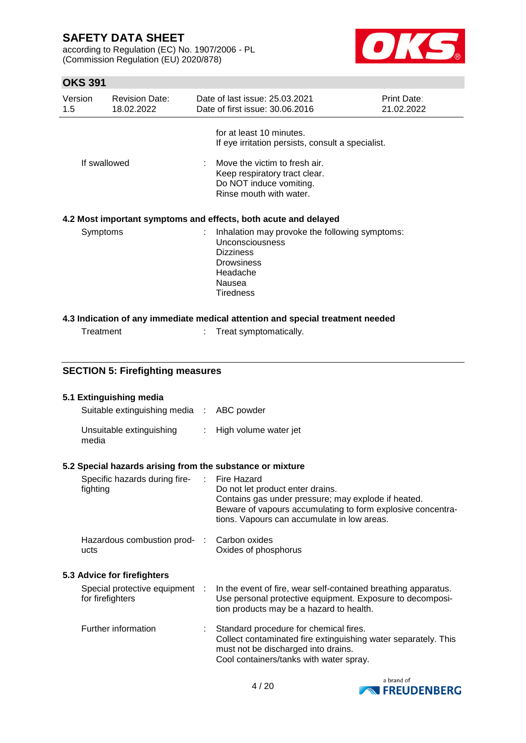for at least 10 minutes.
If eye irritation persists, consult a specialist.

| | | |
|---|---|---|
| If swallowed | : | Move the victim to fresh air.<br>Keep respiratory tract clear.<br>Do NOT induce vomiting.<br>Rinse mouth with water. |

### 4.2 Most important symptoms and effects, both acute and delayed

| | | |
|---|---|---|
| Symptoms | : | Inhalation may provoke the following symptoms:<br>Unconsciousness<br>Dizziness<br>Drowsiness<br>Headache<br>Nausea<br>Tiredness |

### 4.3 Indication of any immediate medical attention and special treatment needed

| | | |
|---|---|---|
| Treatment | : | Treat symptomatically. |

## SECTION 5: Firefighting measures

### 5.1 Extinguishing media

| | | |
|---|---|---|
| Suitable extinguishing media | : | ABC powder |
| Unsuitable extinguishing media | : | High volume water jet |

### 5.2 Special hazards arising from the substance or mixture

| | | |
|---|---|---|
| Specific hazards during fire-fighting | : | Fire Hazard<br>Do not let product enter drains.<br>Contains gas under pressure; may explode if heated.<br>Beware of vapours accumulating to form explosive concentrations. Vapours can accumulate in low areas. |
| Hazardous combustion products | : | Carbon oxides<br>Oxides of phosphorus |

### 5.3 Advice for firefighters

| | | |
|---|---|---|
| Special protective equipment for firefighters | : | In the event of fire, wear self-contained breathing apparatus. Use personal protective equipment. Exposure to decomposition products may be a hazard to health. |
| Further information | : | Standard procedure for chemical fires.<br>Collect contaminated fire extinguishing water separately. This must not be discharged into drains.<br>Cool containers/tanks with water spray. |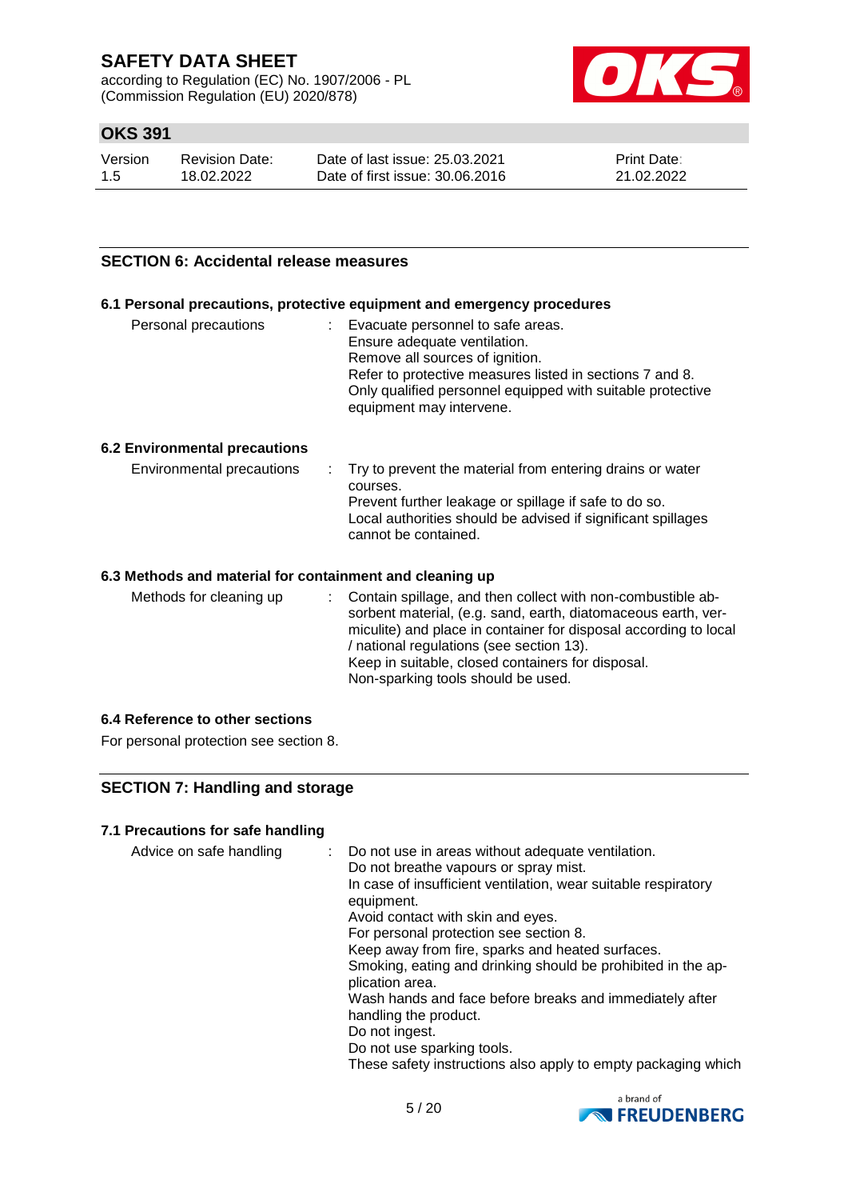## SECTION 6: Accidental release measures

### 6.1 Personal precautions, protective equipment and emergency procedures

| | | |
|---|---|---|
| Personal precautions | : | Evacuate personnel to safe areas.<br>Ensure adequate ventilation.<br>Remove all sources of ignition.<br>Refer to protective measures listed in sections 7 and 8.<br>Only qualified personnel equipped with suitable protective equipment may intervene. |

### 6.2 Environmental precautions

| | | |
|---|---|---|
| Environmental precautions | : | Try to prevent the material from entering drains or water courses.<br>Prevent further leakage or spillage if safe to do so.<br>Local authorities should be advised if significant spillages cannot be contained. |

### 6.3 Methods and material for containment and cleaning up

| | | |
|---|---|---|
| Methods for cleaning up | : | Contain spillage, and then collect with non-combustible absorbent material, (e.g. sand, earth, diatomaceous earth, vermiculite) and place in container for disposal according to local / national regulations (see section 13).<br>Keep in suitable, closed containers for disposal.<br>Non-sparking tools should be used. |

### 6.4 Reference to other sections

For personal protection see section 8.

## SECTION 7: Handling and storage

### 7.1 Precautions for safe handling

| | | |
|---|---|---|
| Advice on safe handling | : | Do not use in areas without adequate ventilation.<br>Do not breathe vapours or spray mist.<br>In case of insufficient ventilation, wear suitable respiratory equipment.<br>Avoid contact with skin and eyes.<br>For personal protection see section 8.<br>Keep away from fire, sparks and heated surfaces.<br>Smoking, eating and drinking should be prohibited in the application area.<br>Wash hands and face before breaks and immediately after handling the product.<br>Do not ingest.<br>Do not use sparking tools.<br>These safety instructions also apply to empty packaging which |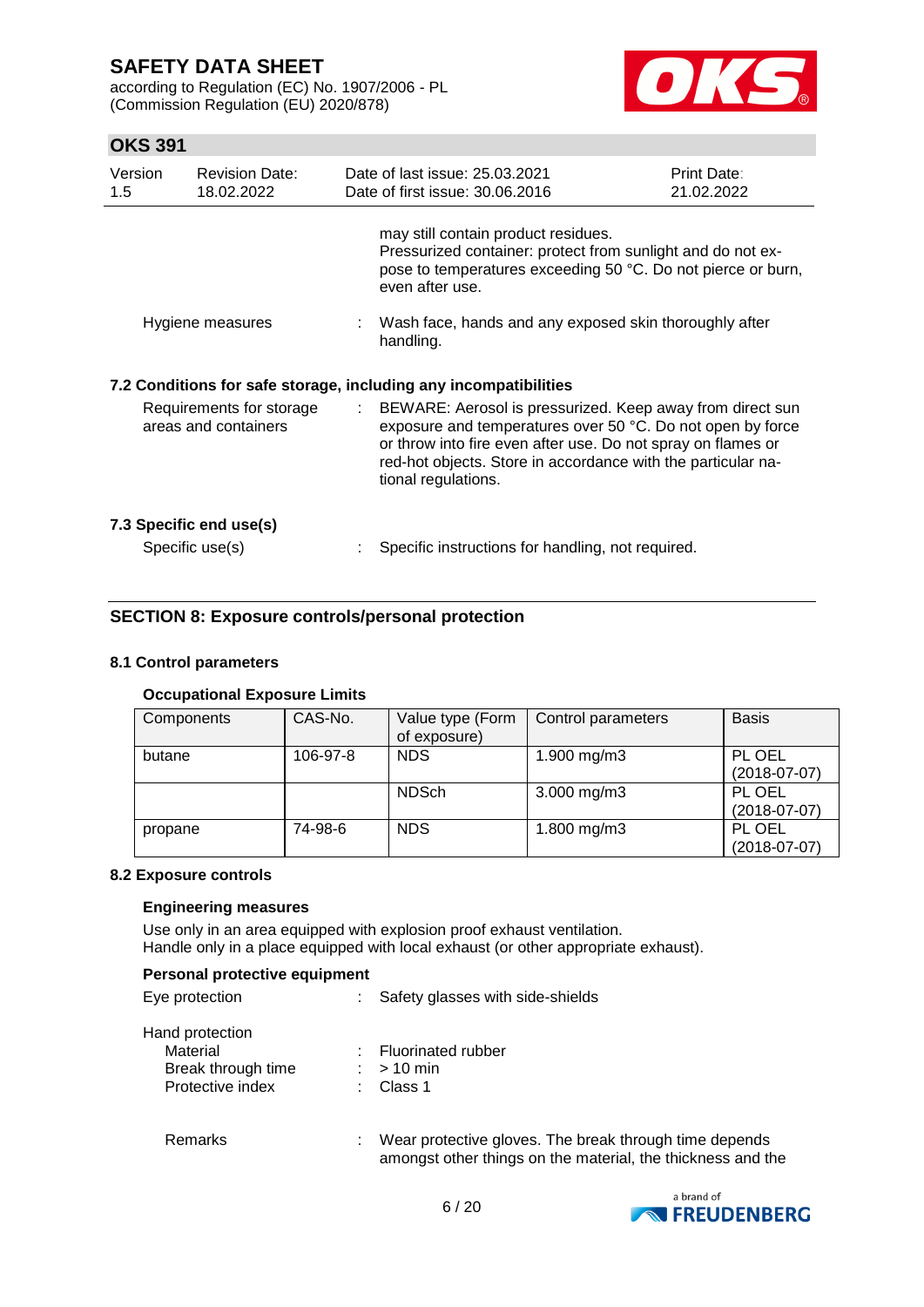may still contain product residues.
Pressurized container: protect from sunlight and do not expose to temperatures exceeding 50 °C. Do not pierce or burn, even after use.

Hygiene measures : Wash face, hands and any exposed skin thoroughly after handling.

### 7.2 Conditions for safe storage, including any incompatibilities

Requirements for storage areas and containers : BEWARE: Aerosol is pressurized. Keep away from direct sun exposure and temperatures over 50 °C. Do not open by force or throw into fire even after use. Do not spray on flames or red-hot objects. Store in accordance with the particular national regulations.

### 7.3 Specific end use(s)

Specific use(s) : Specific instructions for handling, not required.

## SECTION 8: Exposure controls/personal protection

### 8.1 Control parameters

**Occupational Exposure Limits**

| Components | CAS-No. | Value type (Form of exposure) | Control parameters | Basis |
|---|---|---|---|---|
| butane | 106-97-8 | NDS | 1.900 mg/m3 | PL OEL (2018-07-07) |
| | | NDSch | 3.000 mg/m3 | PL OEL (2018-07-07) |
| propane | 74-98-6 | NDS | 1.800 mg/m3 | PL OEL (2018-07-07) |

### 8.2 Exposure controls

**Engineering measures**

Use only in an area equipped with explosion proof exhaust ventilation.
Handle only in a place equipped with local exhaust (or other appropriate exhaust).

**Personal protective equipment**

Eye protection : Safety glasses with side-shields

Hand protection
- Material : Fluorinated rubber
- Break through time : > 10 min
- Protective index : Class 1

Remarks : Wear protective gloves. The break through time depends amongst other things on the material, the thickness and the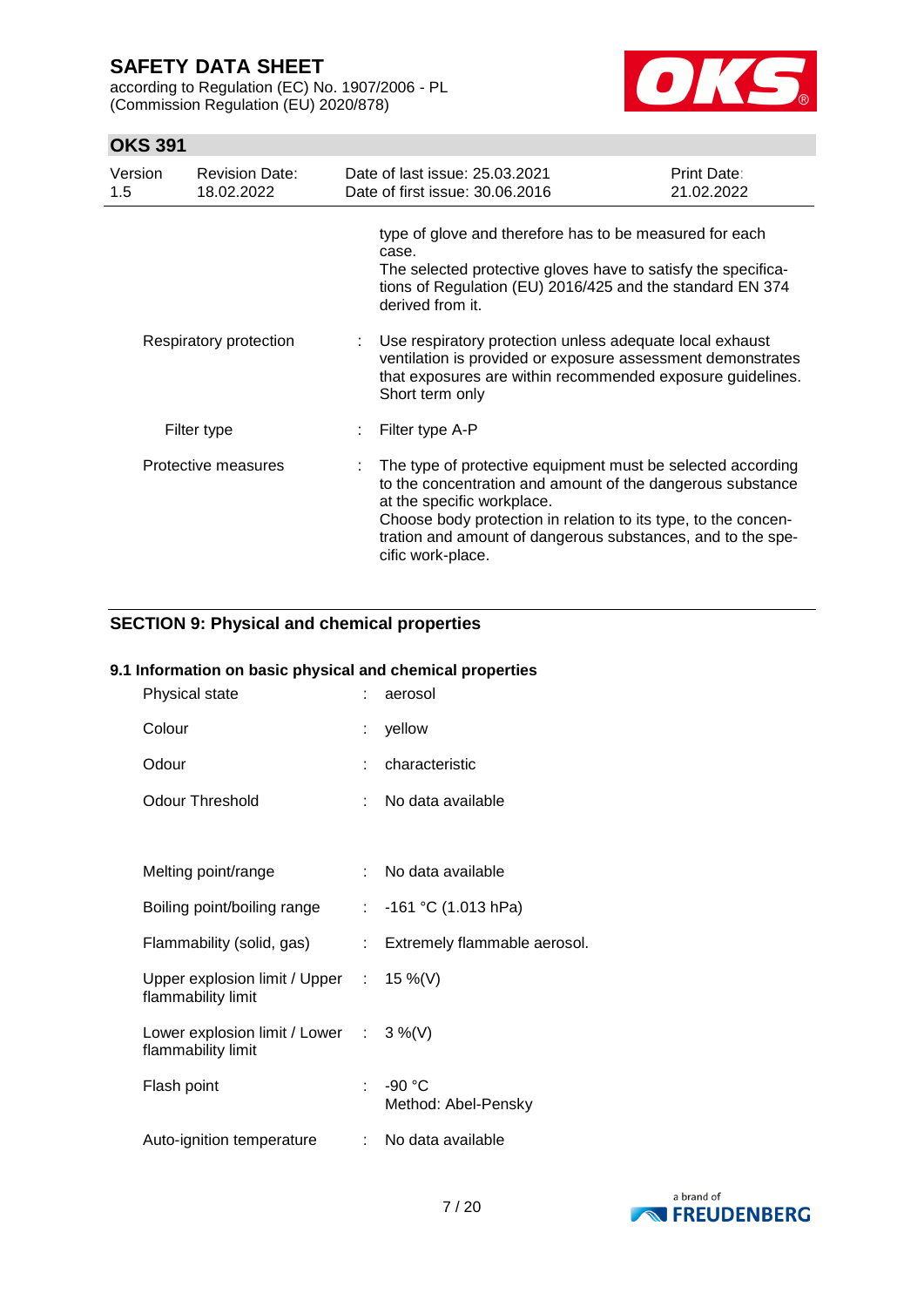type of glove and therefore has to be measured for each case.
The selected protective gloves have to satisfy the specifications of Regulation (EU) 2016/425 and the standard EN 374 derived from it.

| | | |
|---|---|---|
| Respiratory protection | : | Use respiratory protection unless adequate local exhaust ventilation is provided or exposure assessment demonstrates that exposures are within recommended exposure guidelines. Short term only |
| Filter type | : | Filter type A-P |
| Protective measures | : | The type of protective equipment must be selected according to the concentration and amount of the dangerous substance at the specific workplace. Choose body protection in relation to its type, to the concentration and amount of dangerous substances, and to the specific work-place. |

## SECTION 9: Physical and chemical properties

### 9.1 Information on basic physical and chemical properties

| | | |
|---|---|---|
| Physical state | : | aerosol |
| Colour | : | yellow |
| Odour | : | characteristic |
| Odour Threshold | : | No data available |
| Melting point/range | : | No data available |
| Boiling point/boiling range | : | -161 °C (1.013 hPa) |
| Flammability (solid, gas) | : | Extremely flammable aerosol. |
| Upper explosion limit / Upper flammability limit | : | 15 %(V) |
| Lower explosion limit / Lower flammability limit | : | 3 %(V) |
| Flash point | : | -90 °C<br>Method: Abel-Pensky |
| Auto-ignition temperature | : | No data available |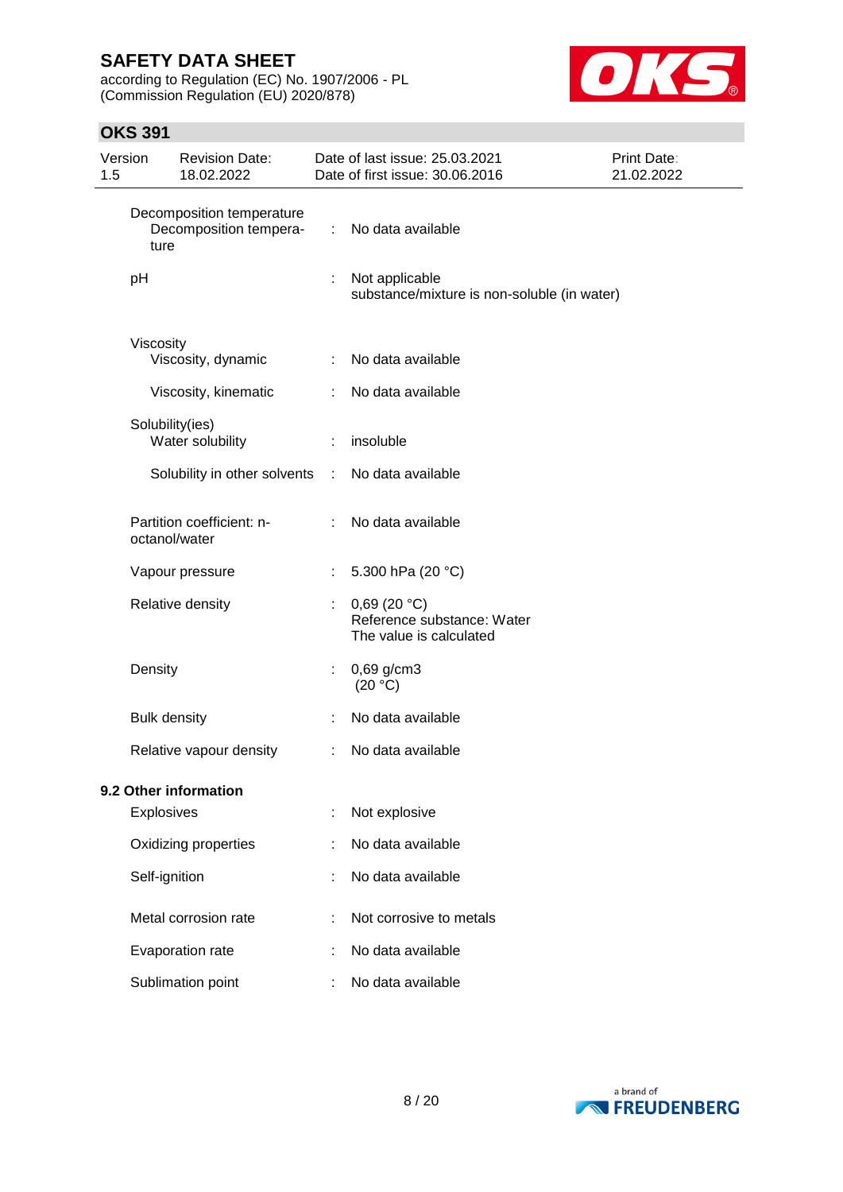| | | |
|---|---|---|
| Decomposition temperature | | |
| Decomposition temperature | : | No data available |
| pH | : | Not applicable<br>substance/mixture is non-soluble (in water) |
| Viscosity | | |
| Viscosity, dynamic | : | No data available |
| Viscosity, kinematic | : | No data available |
| Solubility(ies) | | |
| Water solubility | : | insoluble |
| Solubility in other solvents | : | No data available |
| Partition coefficient: n-octanol/water | : | No data available |
| Vapour pressure | : | 5.300 hPa (20 °C) |
| Relative density | : | 0,69 (20 °C)<br>Reference substance: Water<br>The value is calculated |
| Density | : | 0,69 g/cm3<br>(20 °C) |
| Bulk density | : | No data available |
| Relative vapour density | : | No data available |

**9.2 Other information**

| | | |
|---|---|---|
| Explosives | : | Not explosive |
| Oxidizing properties | : | No data available |
| Self-ignition | : | No data available |
| Metal corrosion rate | : | Not corrosive to metals |
| Evaporation rate | : | No data available |
| Sublimation point | : | No data available |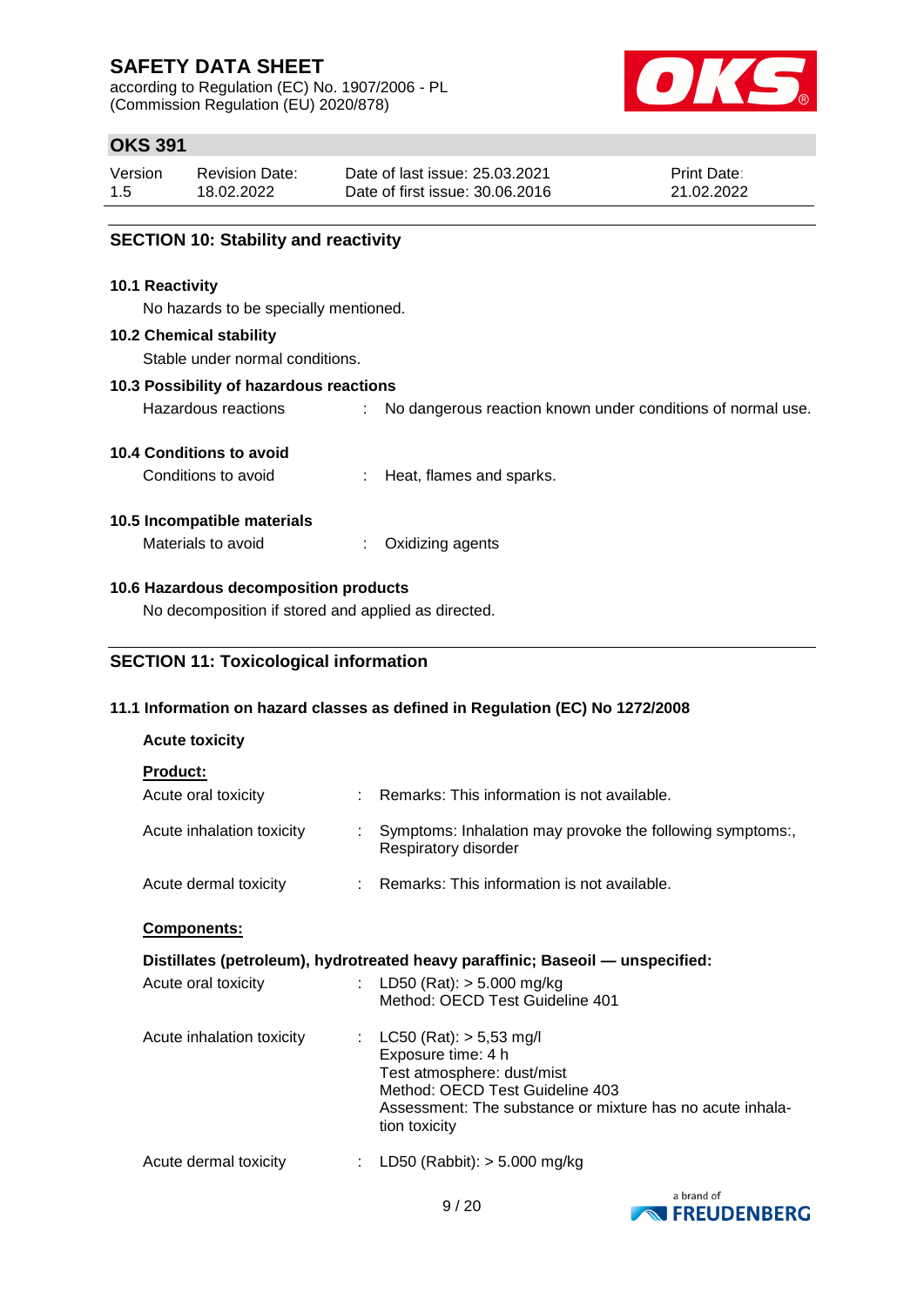## SECTION 10: Stability and reactivity

### 10.1 Reactivity

No hazards to be specially mentioned.

### 10.2 Chemical stability

Stable under normal conditions.

### 10.3 Possibility of hazardous reactions

Hazardous reactions : No dangerous reaction known under conditions of normal use.

### 10.4 Conditions to avoid

Conditions to avoid : Heat, flames and sparks.

### 10.5 Incompatible materials

Materials to avoid : Oxidizing agents

### 10.6 Hazardous decomposition products

No decomposition if stored and applied as directed.

## SECTION 11: Toxicological information

### 11.1 Information on hazard classes as defined in Regulation (EC) No 1272/2008

**Acute toxicity**

**Product:**

Acute oral toxicity : Remarks: This information is not available.

Acute inhalation toxicity : Symptoms: Inhalation may provoke the following symptoms:, Respiratory disorder

Acute dermal toxicity : Remarks: This information is not available.

**Components:**

**Distillates (petroleum), hydrotreated heavy paraffinic; Baseoil — unspecified:**

Acute oral toxicity : LD50 (Rat): > 5.000 mg/kg
Method: OECD Test Guideline 401

Acute inhalation toxicity : LC50 (Rat): > 5,53 mg/l
Exposure time: 4 h
Test atmosphere: dust/mist
Method: OECD Test Guideline 403
Assessment: The substance or mixture has no acute inhalation toxicity

Acute dermal toxicity : LD50 (Rabbit): > 5.000 mg/kg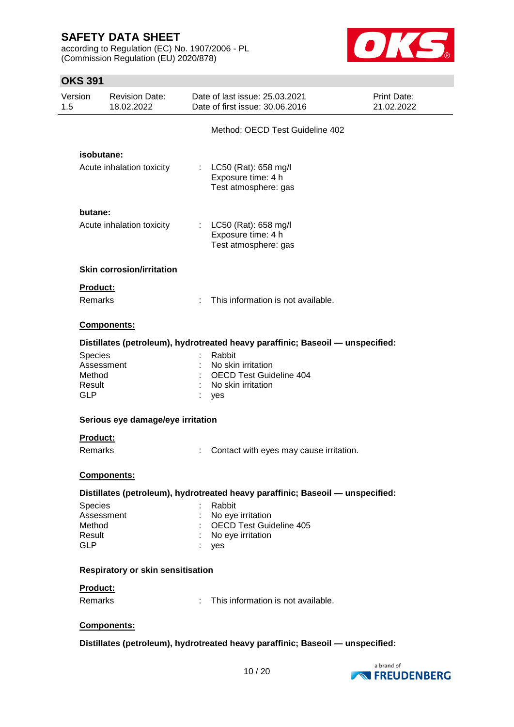Method: OECD Test Guideline 402

**isobutane:**

Acute inhalation toxicity : LC50 (Rat): 658 mg/l
Exposure time: 4 h
Test atmosphere: gas

**butane:**

Acute inhalation toxicity : LC50 (Rat): 658 mg/l
Exposure time: 4 h
Test atmosphere: gas

### Skin corrosion/irritation

**Product:**

Remarks : This information is not available.

**Components:**

**Distillates (petroleum), hydrotreated heavy paraffinic; Baseoil — unspecified:**

| | | |
|---|---|---|
| Species | : | Rabbit |
| Assessment | : | No skin irritation |
| Method | : | OECD Test Guideline 404 |
| Result | : | No skin irritation |
| GLP | : | yes |

### Serious eye damage/eye irritation

**Product:**

Remarks : Contact with eyes may cause irritation.

**Components:**

**Distillates (petroleum), hydrotreated heavy paraffinic; Baseoil — unspecified:**

| | | |
|---|---|---|
| Species | : | Rabbit |
| Assessment | : | No eye irritation |
| Method | : | OECD Test Guideline 405 |
| Result | : | No eye irritation |
| GLP | : | yes |

### Respiratory or skin sensitisation

**Product:**

Remarks : This information is not available.

**Components:**

**Distillates (petroleum), hydrotreated heavy paraffinic; Baseoil — unspecified:**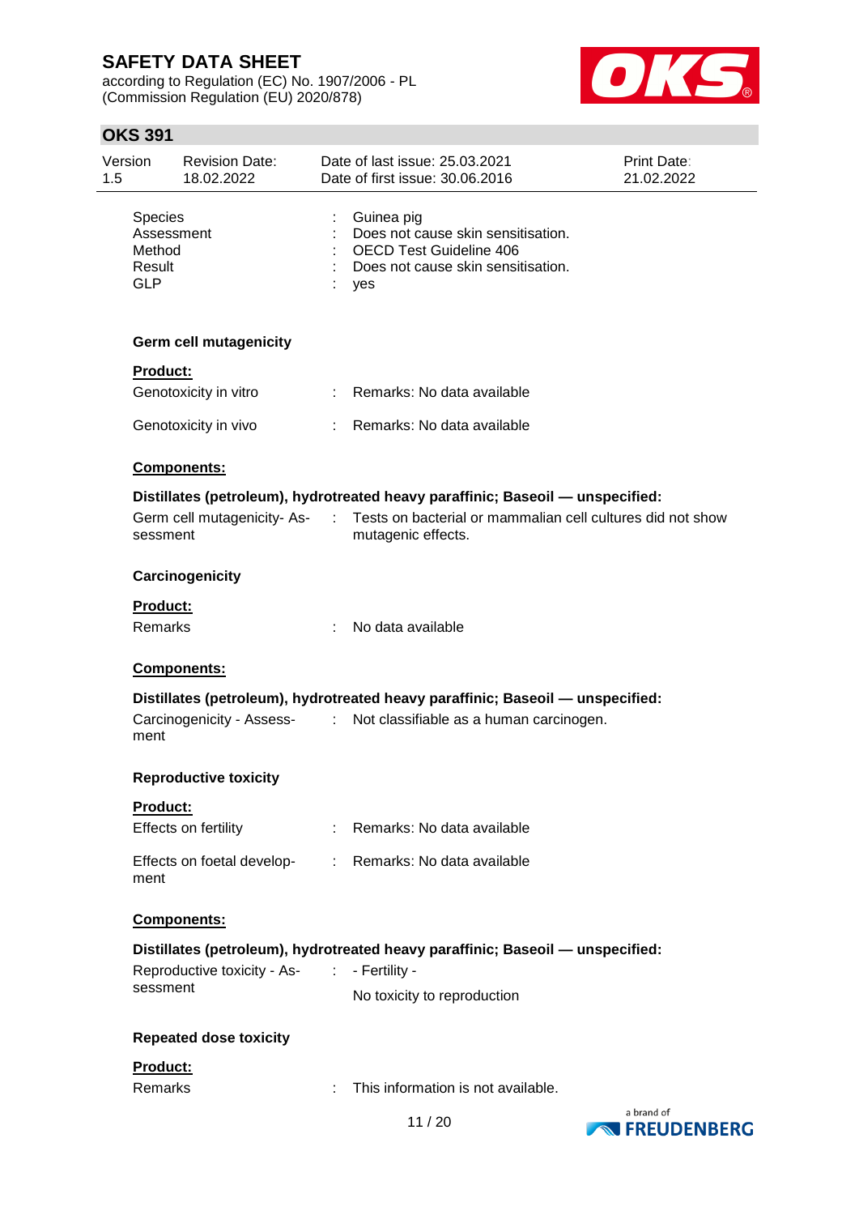| | | |
|---|---|---|
| Species | : | Guinea pig |
| Assessment | : | Does not cause skin sensitisation. |
| Method | : | OECD Test Guideline 406 |
| Result | : | Does not cause skin sensitisation. |
| GLP | : | yes |

**Germ cell mutagenicity**

**Product:**

| | | |
|---|---|---|
| Genotoxicity in vitro | : | Remarks: No data available |
| Genotoxicity in vivo | : | Remarks: No data available |

**Components:**

**Distillates (petroleum), hydrotreated heavy paraffinic; Baseoil — unspecified:**

| | | |
|---|---|---|
| Germ cell mutagenicity- Assessment | : | Tests on bacterial or mammalian cell cultures did not show mutagenic effects. |

**Carcinogenicity**

**Product:**

| | | |
|---|---|---|
| Remarks | : | No data available |

**Components:**

**Distillates (petroleum), hydrotreated heavy paraffinic; Baseoil — unspecified:**

| | | |
|---|---|---|
| Carcinogenicity - Assessment | : | Not classifiable as a human carcinogen. |

**Reproductive toxicity**

**Product:**

| | | |
|---|---|---|
| Effects on fertility | : | Remarks: No data available |
| Effects on foetal development | : | Remarks: No data available |

**Components:**

**Distillates (petroleum), hydrotreated heavy paraffinic; Baseoil — unspecified:**

| | | |
|---|---|---|
| Reproductive toxicity - Assessment | : | - Fertility -<br>No toxicity to reproduction |

**Repeated dose toxicity**

**Product:**

| | | |
|---|---|---|
| Remarks | : | This information is not available. |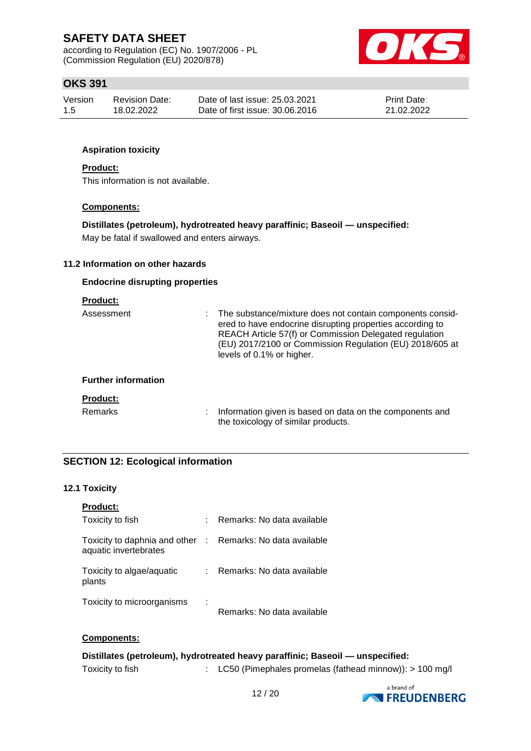**Aspiration toxicity**

**Product:**

This information is not available.

**Components:**

**Distillates (petroleum), hydrotreated heavy paraffinic; Baseoil — unspecified:**

May be fatal if swallowed and enters airways.

### 11.2 Information on other hazards

**Endocrine disrupting properties**

**Product:**

| | | |
|---|---|---|
| Assessment | : | The substance/mixture does not contain components considered to have endocrine disrupting properties according to REACH Article 57(f) or Commission Delegated regulation (EU) 2017/2100 or Commission Regulation (EU) 2018/605 at levels of 0.1% or higher. |

**Further information**

**Product:**

| | | |
|---|---|---|
| Remarks | : | Information given is based on data on the components and the toxicology of similar products. |

## SECTION 12: Ecological information

### 12.1 Toxicity

**Product:**

| | | |
|---|---|---|
| Toxicity to fish | : | Remarks: No data available |
| Toxicity to daphnia and other aquatic invertebrates | : | Remarks: No data available |
| Toxicity to algae/aquatic plants | : | Remarks: No data available |
| Toxicity to microorganisms | : | Remarks: No data available |

**Components:**

**Distillates (petroleum), hydrotreated heavy paraffinic; Baseoil — unspecified:**

| | | |
|---|---|---|
| Toxicity to fish | : | LC50 (Pimephales promelas (fathead minnow)): > 100 mg/l |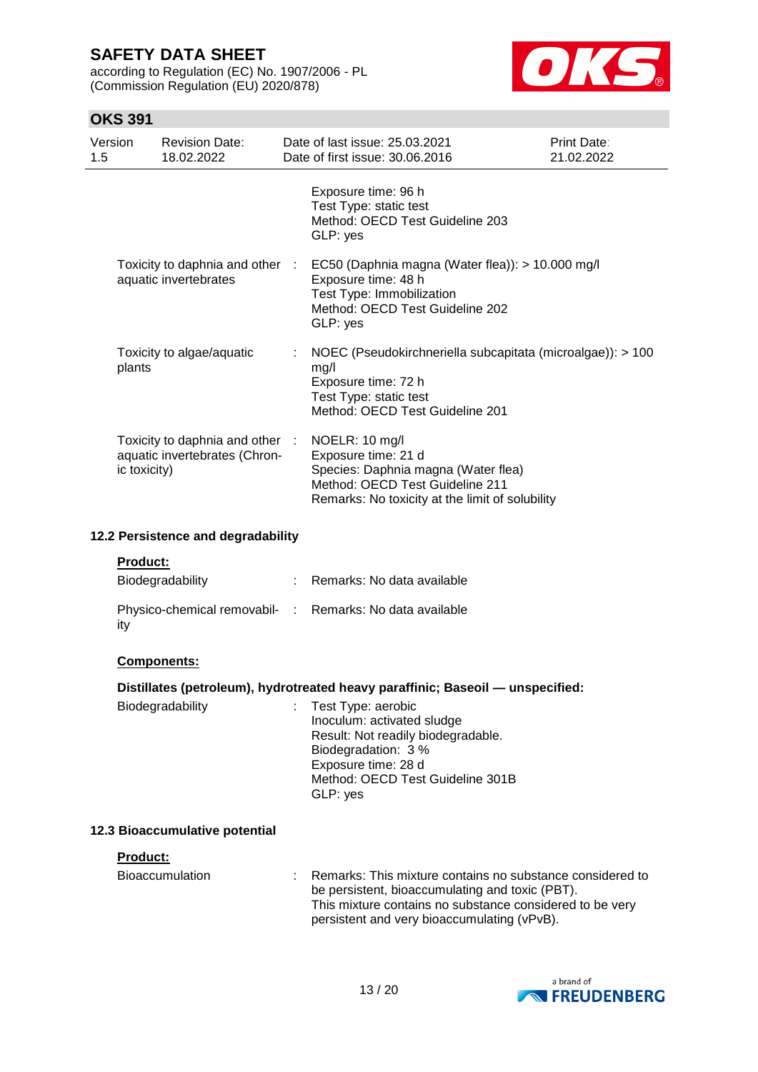| | | |
|---|---|---|
| | | Exposure time: 96 h<br>Test Type: static test<br>Method: OECD Test Guideline 203<br>GLP: yes |
| Toxicity to daphnia and other aquatic invertebrates | : | EC50 (Daphnia magna (Water flea)): > 10.000 mg/l<br>Exposure time: 48 h<br>Test Type: Immobilization<br>Method: OECD Test Guideline 202<br>GLP: yes |
| Toxicity to algae/aquatic plants | : | NOEC (Pseudokirchneriella subcapitata (microalgae)): > 100 mg/l<br>Exposure time: 72 h<br>Test Type: static test<br>Method: OECD Test Guideline 201 |
| Toxicity to daphnia and other aquatic invertebrates (Chronic toxicity) | : | NOELR: 10 mg/l<br>Exposure time: 21 d<br>Species: Daphnia magna (Water flea)<br>Method: OECD Test Guideline 211<br>Remarks: No toxicity at the limit of solubility |

### 12.2 Persistence and degradability

**Product:**

| | | |
|---|---|---|
| Biodegradability | : | Remarks: No data available |
| Physico-chemical removability | : | Remarks: No data available |

**Components:**

**Distillates (petroleum), hydrotreated heavy paraffinic; Baseoil — unspecified:**

| | | |
|---|---|---|
| Biodegradability | : | Test Type: aerobic<br>Inoculum: activated sludge<br>Result: Not readily biodegradable.<br>Biodegradation: 3 %<br>Exposure time: 28 d<br>Method: OECD Test Guideline 301B<br>GLP: yes |

### 12.3 Bioaccumulative potential

**Product:**

| | | |
|---|---|---|
| Bioaccumulation | : | Remarks: This mixture contains no substance considered to be persistent, bioaccumulating and toxic (PBT).<br>This mixture contains no substance considered to be very persistent and very bioaccumulating (vPvB). |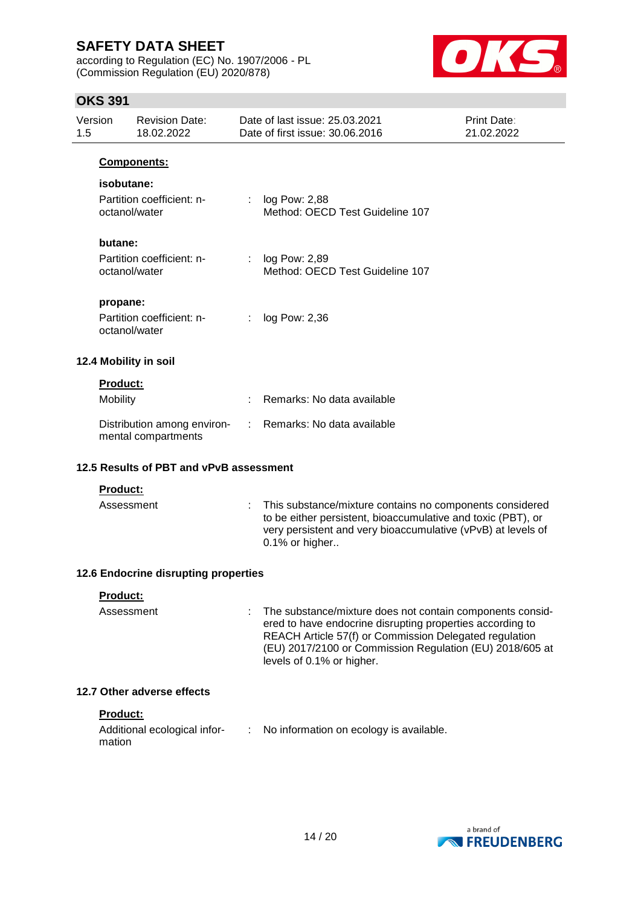**Components:**

**isobutane:**

| | | |
|---|---|---|
| Partition coefficient: n-octanol/water | : | log Pow: 2,88<br>Method: OECD Test Guideline 107 |

**butane:**

| | | |
|---|---|---|
| Partition coefficient: n-octanol/water | : | log Pow: 2,89<br>Method: OECD Test Guideline 107 |

**propane:**

| | | |
|---|---|---|
| Partition coefficient: n-octanol/water | : | log Pow: 2,36 |

### 12.4 Mobility in soil

**Product:**

| | | |
|---|---|---|
| Mobility | : | Remarks: No data available |
| Distribution among environmental compartments | : | Remarks: No data available |

### 12.5 Results of PBT and vPvB assessment

**Product:**

| | | |
|---|---|---|
| Assessment | : | This substance/mixture contains no components considered to be either persistent, bioaccumulative and toxic (PBT), or very persistent and very bioaccumulative (vPvB) at levels of 0.1% or higher.. |

### 12.6 Endocrine disrupting properties

**Product:**

| | | |
|---|---|---|
| Assessment | : | The substance/mixture does not contain components considered to have endocrine disrupting properties according to REACH Article 57(f) or Commission Delegated regulation (EU) 2017/2100 or Commission Regulation (EU) 2018/605 at levels of 0.1% or higher. |

### 12.7 Other adverse effects

**Product:**

| | | |
|---|---|---|
| Additional ecological information | : | No information on ecology is available. |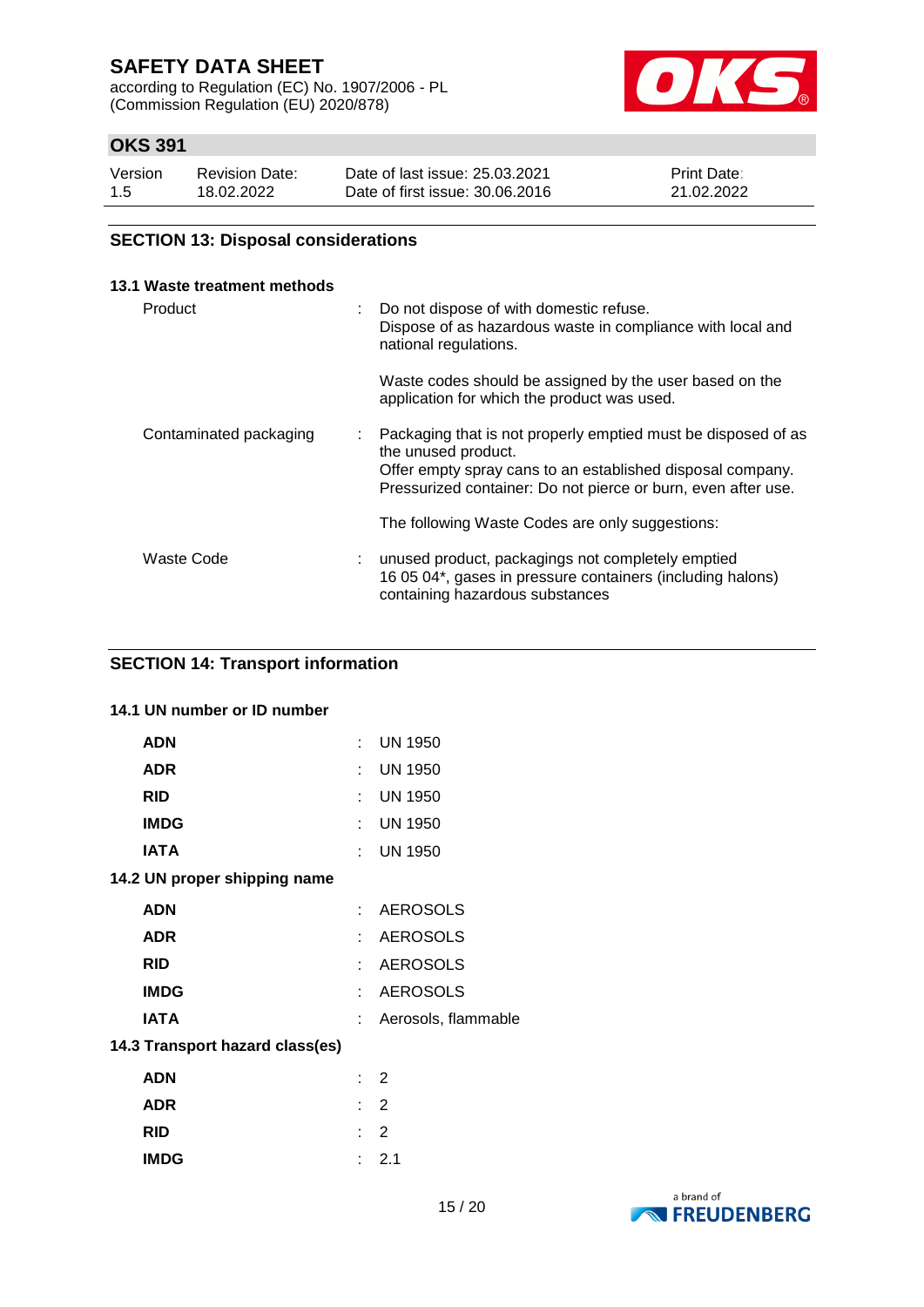## SECTION 13: Disposal considerations

### 13.1 Waste treatment methods

| | |
|---|---|
| Product | : Do not dispose of with domestic refuse.<br>Dispose of as hazardous waste in compliance with local and national regulations.<br><br>Waste codes should be assigned by the user based on the application for which the product was used. |
| Contaminated packaging | : Packaging that is not properly emptied must be disposed of as the unused product.<br>Offer empty spray cans to an established disposal company.<br>Pressurized container: Do not pierce or burn, even after use.<br><br>The following Waste Codes are only suggestions: |
| Waste Code | : unused product, packagings not completely emptied<br>16 05 04*, gases in pressure containers (including halons) containing hazardous substances |

## SECTION 14: Transport information

### 14.1 UN number or ID number

| | |
|---|---|
| **ADN** | : UN 1950 |
| **ADR** | : UN 1950 |
| **RID** | : UN 1950 |
| **IMDG** | : UN 1950 |
| **IATA** | : UN 1950 |

### 14.2 UN proper shipping name

| | |
|---|---|
| **ADN** | : AEROSOLS |
| **ADR** | : AEROSOLS |
| **RID** | : AEROSOLS |
| **IMDG** | : AEROSOLS |
| **IATA** | : Aerosols, flammable |

### 14.3 Transport hazard class(es)

| | |
|---|---|
| **ADN** | : 2 |
| **ADR** | : 2 |
| **RID** | : 2 |
| **IMDG** | : 2.1 |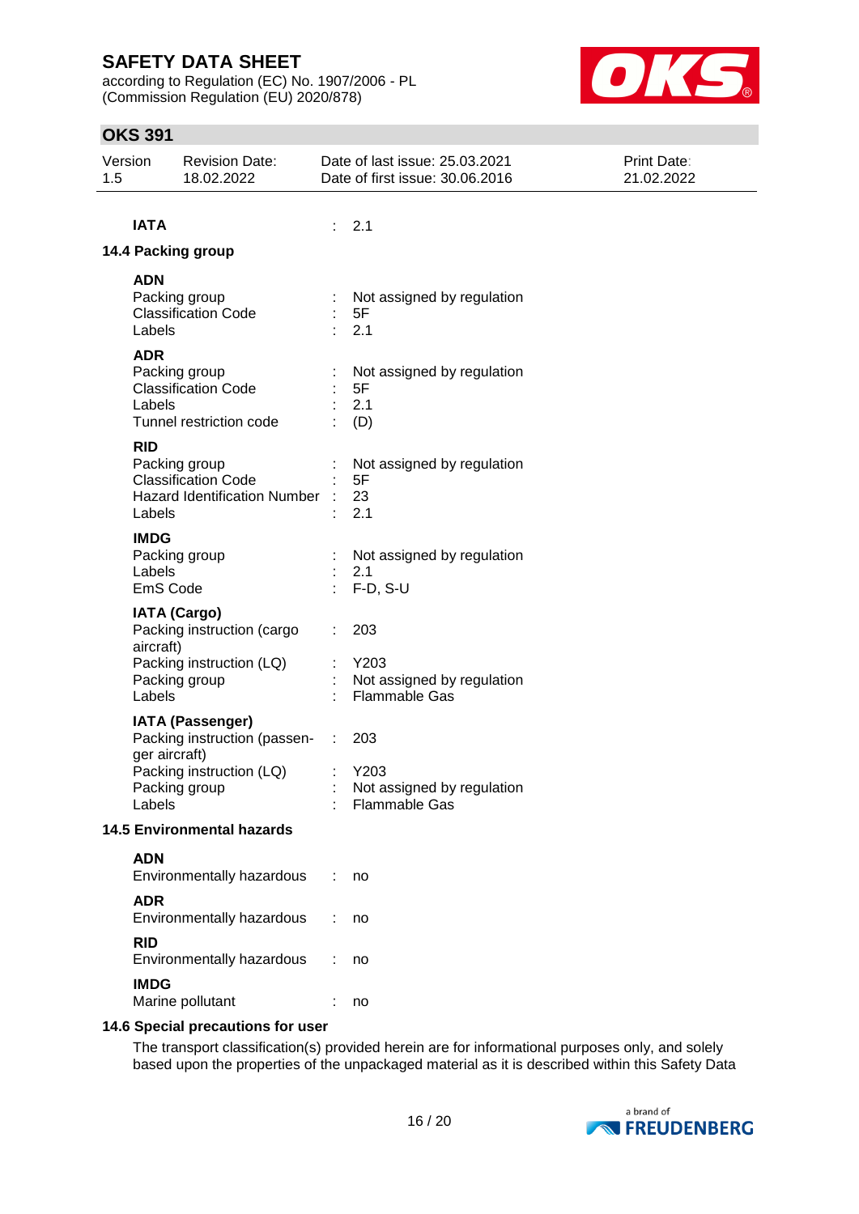**IATA** : 2.1

## 14.4 Packing group

**ADN**

| | |
|---|---|
| Packing group | : Not assigned by regulation |
| Classification Code | : 5F |
| Labels | : 2.1 |

**ADR**

| | |
|---|---|
| Packing group | : Not assigned by regulation |
| Classification Code | : 5F |
| Labels | : 2.1 |
| Tunnel restriction code | : (D) |

**RID**

| | |
|---|---|
| Packing group | : Not assigned by regulation |
| Classification Code | : 5F |
| Hazard Identification Number | : 23 |
| Labels | : 2.1 |

**IMDG**

| | |
|---|---|
| Packing group | : Not assigned by regulation |
| Labels | : 2.1 |
| EmS Code | : F-D, S-U |

**IATA (Cargo)**

| | |
|---|---|
| Packing instruction (cargo aircraft) | : 203 |
| Packing instruction (LQ) | : Y203 |
| Packing group | : Not assigned by regulation |
| Labels | : Flammable Gas |

**IATA (Passenger)**

| | |
|---|---|
| Packing instruction (passenger aircraft) | : 203 |
| Packing instruction (LQ) | : Y203 |
| Packing group | : Not assigned by regulation |
| Labels | : Flammable Gas |

## 14.5 Environmental hazards

**ADN**

Environmentally hazardous : no

**ADR**

Environmentally hazardous : no

**RID**

Environmentally hazardous : no

**IMDG**

Marine pollutant : no

## 14.6 Special precautions for user

The transport classification(s) provided herein are for informational purposes only, and solely based upon the properties of the unpackaged material as it is described within this Safety Data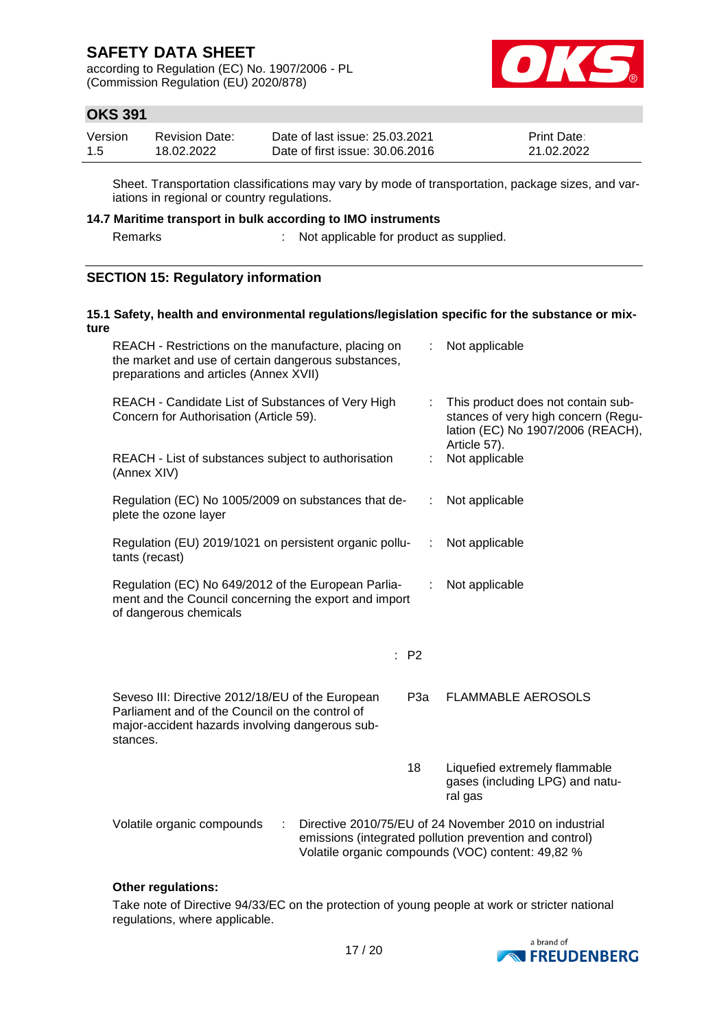Sheet. Transportation classifications may vary by mode of transportation, package sizes, and variations in regional or country regulations.

### 14.7 Maritime transport in bulk according to IMO instruments

Remarks : Not applicable for product as supplied.

## SECTION 15: Regulatory information

### 15.1 Safety, health and environmental regulations/legislation specific for the substance or mixture

| | | |
|---|---|---|
| REACH - Restrictions on the manufacture, placing on the market and use of certain dangerous substances, preparations and articles (Annex XVII) | : | Not applicable |
| REACH - Candidate List of Substances of Very High Concern for Authorisation (Article 59). | : | This product does not contain substances of very high concern (Regulation (EC) No 1907/2006 (REACH), Article 57). |
| REACH - List of substances subject to authorisation (Annex XIV) | : | Not applicable |
| Regulation (EC) No 1005/2009 on substances that deplete the ozone layer | : | Not applicable |
| Regulation (EU) 2019/1021 on persistent organic pollutants (recast) | : | Not applicable |
| Regulation (EC) No 649/2012 of the European Parliament and the Council concerning the export and import of dangerous chemicals | : | Not applicable |

| | | |
|---|---|---|
| | : P2 | |
| Seveso III: Directive 2012/18/EU of the European Parliament and of the Council on the control of major-accident hazards involving dangerous substances. | P3a | FLAMMABLE AEROSOLS |
| | 18 | Liquefied extremely flammable gases (including LPG) and natural gas |

Volatile organic compounds : Directive 2010/75/EU of 24 November 2010 on industrial emissions (integrated pollution prevention and control)
Volatile organic compounds (VOC) content: 49,82 %

**Other regulations:**

Take note of Directive 94/33/EC on the protection of young people at work or stricter national regulations, where applicable.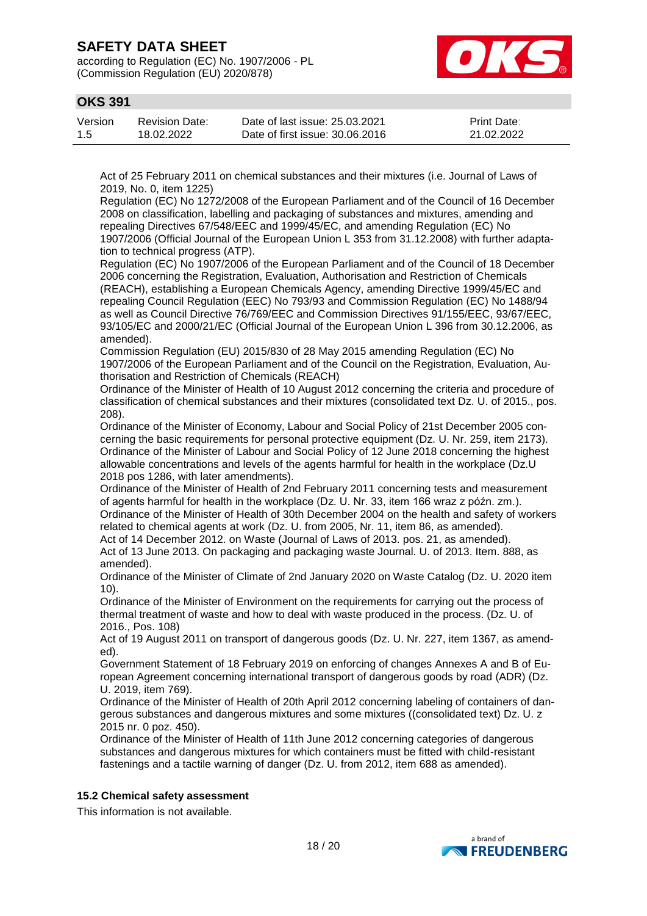Act of 25 February 2011 on chemical substances and their mixtures (i.e. Journal of Laws of 2019, No. 0, item 1225)
Regulation (EC) No 1272/2008 of the European Parliament and of the Council of 16 December 2008 on classification, labelling and packaging of substances and mixtures, amending and repealing Directives 67/548/EEC and 1999/45/EC, and amending Regulation (EC) No 1907/2006 (Official Journal of the European Union L 353 from 31.12.2008) with further adaptation to technical progress (ATP).
Regulation (EC) No 1907/2006 of the European Parliament and of the Council of 18 December 2006 concerning the Registration, Evaluation, Authorisation and Restriction of Chemicals (REACH), establishing a European Chemicals Agency, amending Directive 1999/45/EC and repealing Council Regulation (EEC) No 793/93 and Commission Regulation (EC) No 1488/94 as well as Council Directive 76/769/EEC and Commission Directives 91/155/EEC, 93/67/EEC, 93/105/EC and 2000/21/EC (Official Journal of the European Union L 396 from 30.12.2006, as amended).
Commission Regulation (EU) 2015/830 of 28 May 2015 amending Regulation (EC) No 1907/2006 of the European Parliament and of the Council on the Registration, Evaluation, Authorisation and Restriction of Chemicals (REACH)
Ordinance of the Minister of Health of 10 August 2012 concerning the criteria and procedure of classification of chemical substances and their mixtures (consolidated text Dz. U. of 2015., pos. 208).
Ordinance of the Minister of Economy, Labour and Social Policy of 21st December 2005 concerning the basic requirements for personal protective equipment (Dz. U. Nr. 259, item 2173).
Ordinance of the Minister of Labour and Social Policy of 12 June 2018 concerning the highest allowable concentrations and levels of the agents harmful for health in the workplace (Dz.U 2018 pos 1286, with later amendments).
Ordinance of the Minister of Health of 2nd February 2011 concerning tests and measurement of agents harmful for health in the workplace (Dz. U. Nr. 33, item 166 wraz z późn. zm.).
Ordinance of the Minister of Health of 30th December 2004 on the health and safety of workers related to chemical agents at work (Dz. U. from 2005, Nr. 11, item 86, as amended).
Act of 14 December 2012. on Waste (Journal of Laws of 2013. pos. 21, as amended).
Act of 13 June 2013. On packaging and packaging waste Journal. U. of 2013. Item. 888, as amended).
Ordinance of the Minister of Climate of 2nd January 2020 on Waste Catalog (Dz. U. 2020 item 10).
Ordinance of the Minister of Environment on the requirements for carrying out the process of thermal treatment of waste and how to deal with waste produced in the process. (Dz. U. of 2016., Pos. 108)
Act of 19 August 2011 on transport of dangerous goods (Dz. U. Nr. 227, item 1367, as amended).
Government Statement of 18 February 2019 on enforcing of changes Annexes A and B of European Agreement concerning international transport of dangerous goods by road (ADR) (Dz. U. 2019, item 769).
Ordinance of the Minister of Health of 20th April 2012 concerning labeling of containers of dangerous substances and dangerous mixtures and some mixtures ((consolidated text) Dz. U. z 2015 nr. 0 poz. 450).
Ordinance of the Minister of Health of 11th June 2012 concerning categories of dangerous substances and dangerous mixtures for which containers must be fitted with child-resistant fastenings and a tactile warning of danger (Dz. U. from 2012, item 688 as amended).

### 15.2 Chemical safety assessment

This information is not available.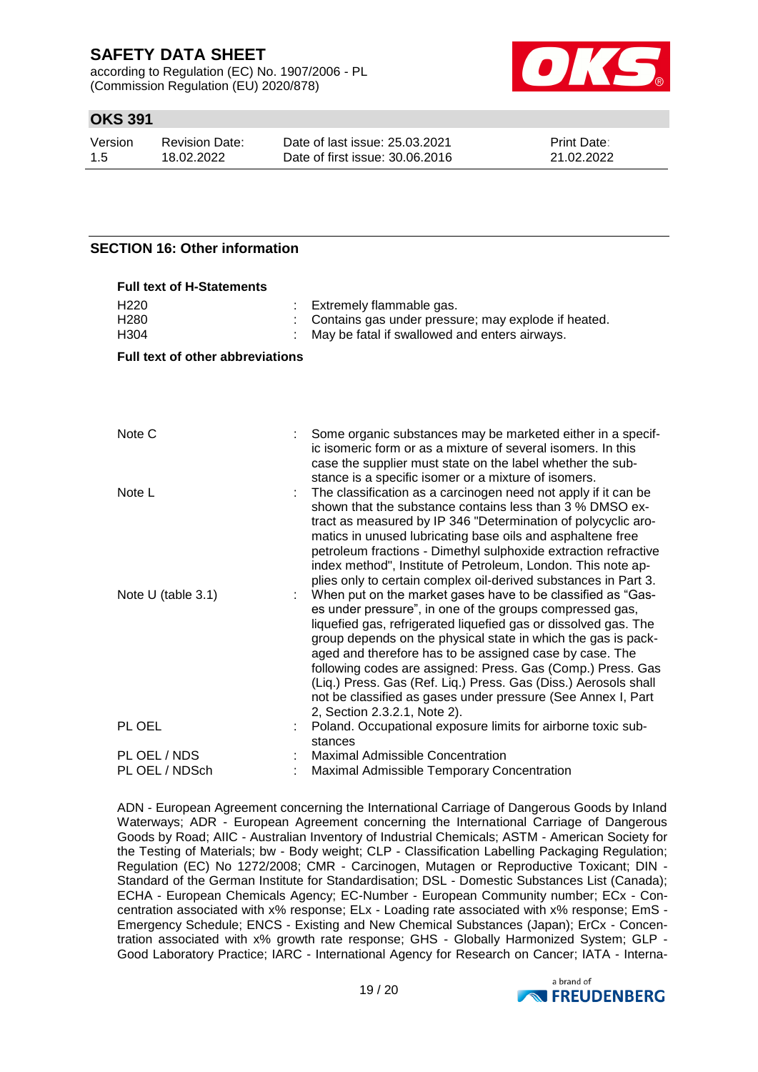## SECTION 16: Other information

**Full text of H-Statements**

| | | |
|---|---|---|
| H220 | : | Extremely flammable gas. |
| H280 | : | Contains gas under pressure; may explode if heated. |
| H304 | : | May be fatal if swallowed and enters airways. |

**Full text of other abbreviations**

| | | |
|---|---|---|
| Note C | : | Some organic substances may be marketed either in a specific isomeric form or as a mixture of several isomers. In this case the supplier must state on the label whether the substance is a specific isomer or a mixture of isomers. |
| Note L | : | The classification as a carcinogen need not apply if it can be shown that the substance contains less than 3 % DMSO extract as measured by IP 346 "Determination of polycyclic aromatics in unused lubricating base oils and asphaltene free petroleum fractions - Dimethyl sulphoxide extraction refractive index method", Institute of Petroleum, London. This note applies only to certain complex oil-derived substances in Part 3. |
| Note U (table 3.1) | : | When put on the market gases have to be classified as "Gases under pressure", in one of the groups compressed gas, liquefied gas, refrigerated liquefied gas or dissolved gas. The group depends on the physical state in which the gas is packaged and therefore has to be assigned case by case. The following codes are assigned: Press. Gas (Comp.) Press. Gas (Liq.) Press. Gas (Ref. Liq.) Press. Gas (Diss.) Aerosols shall not be classified as gases under pressure (See Annex I, Part 2, Section 2.3.2.1, Note 2). |
| PL OEL | : | Poland. Occupational exposure limits for airborne toxic substances |
| PL OEL / NDS | : | Maximal Admissible Concentration |
| PL OEL / NDSch | : | Maximal Admissible Temporary Concentration |

ADN - European Agreement concerning the International Carriage of Dangerous Goods by Inland Waterways; ADR - European Agreement concerning the International Carriage of Dangerous Goods by Road; AIIC - Australian Inventory of Industrial Chemicals; ASTM - American Society for the Testing of Materials; bw - Body weight; CLP - Classification Labelling Packaging Regulation; Regulation (EC) No 1272/2008; CMR - Carcinogen, Mutagen or Reproductive Toxicant; DIN - Standard of the German Institute for Standardisation; DSL - Domestic Substances List (Canada); ECHA - European Chemicals Agency; EC-Number - European Community number; ECx - Concentration associated with x% response; ELx - Loading rate associated with x% response; EmS - Emergency Schedule; ENCS - Existing and New Chemical Substances (Japan); ErCx - Concentration associated with x% growth rate response; GHS - Globally Harmonized System; GLP - Good Laboratory Practice; IARC - International Agency for Research on Cancer; IATA - Interna-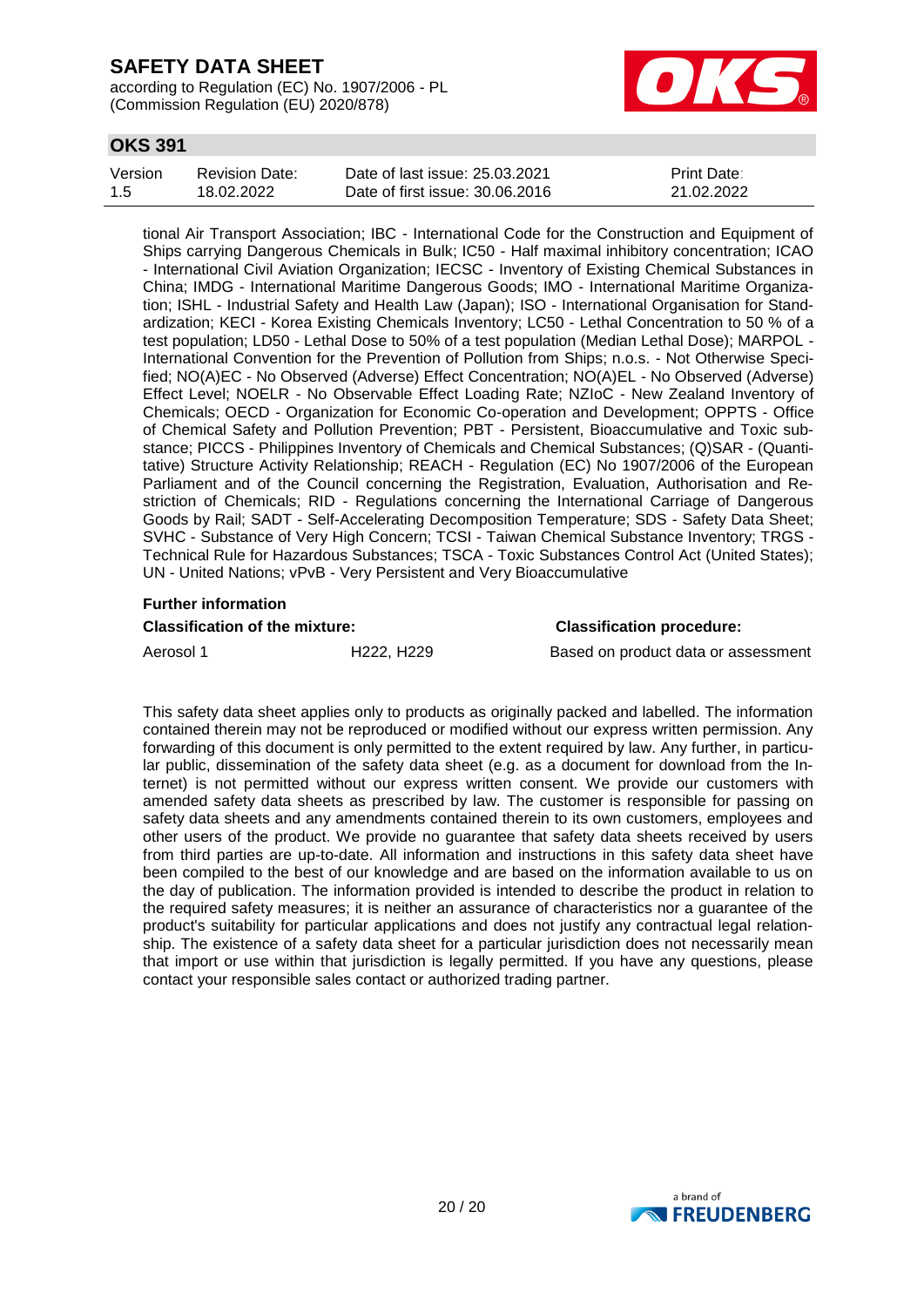tional Air Transport Association; IBC - International Code for the Construction and Equipment of Ships carrying Dangerous Chemicals in Bulk; IC50 - Half maximal inhibitory concentration; ICAO - International Civil Aviation Organization; IECSC - Inventory of Existing Chemical Substances in China; IMDG - International Maritime Dangerous Goods; IMO - International Maritime Organization; ISHL - Industrial Safety and Health Law (Japan); ISO - International Organisation for Standardization; KECI - Korea Existing Chemicals Inventory; LC50 - Lethal Concentration to 50 % of a test population; LD50 - Lethal Dose to 50% of a test population (Median Lethal Dose); MARPOL - International Convention for the Prevention of Pollution from Ships; n.o.s. - Not Otherwise Specified; NO(A)EC - No Observed (Adverse) Effect Concentration; NO(A)EL - No Observed (Adverse) Effect Level; NOELR - No Observable Effect Loading Rate; NZIoC - New Zealand Inventory of Chemicals; OECD - Organization for Economic Co-operation and Development; OPPTS - Office of Chemical Safety and Pollution Prevention; PBT - Persistent, Bioaccumulative and Toxic substance; PICCS - Philippines Inventory of Chemicals and Chemical Substances; (Q)SAR - (Quantitative) Structure Activity Relationship; REACH - Regulation (EC) No 1907/2006 of the European Parliament and of the Council concerning the Registration, Evaluation, Authorisation and Restriction of Chemicals; RID - Regulations concerning the International Carriage of Dangerous Goods by Rail; SADT - Self-Accelerating Decomposition Temperature; SDS - Safety Data Sheet; SVHC - Substance of Very High Concern; TCSI - Taiwan Chemical Substance Inventory; TRGS - Technical Rule for Hazardous Substances; TSCA - Toxic Substances Control Act (United States); UN - United Nations; vPvB - Very Persistent and Very Bioaccumulative

**Further information**

| Classification of the mixture: | | Classification procedure: |
|---|---|---|
| Aerosol 1 | H222, H229 | Based on product data or assessment |

This safety data sheet applies only to products as originally packed and labelled. The information contained therein may not be reproduced or modified without our express written permission. Any forwarding of this document is only permitted to the extent required by law. Any further, in particular public, dissemination of the safety data sheet (e.g. as a document for download from the Internet) is not permitted without our express written consent. We provide our customers with amended safety data sheets as prescribed by law. The customer is responsible for passing on safety data sheets and any amendments contained therein to its own customers, employees and other users of the product. We provide no guarantee that safety data sheets received by users from third parties are up-to-date. All information and instructions in this safety data sheet have been compiled to the best of our knowledge and are based on the information available to us on the day of publication. The information provided is intended to describe the product in relation to the required safety measures; it is neither an assurance of characteristics nor a guarantee of the product's suitability for particular applications and does not justify any contractual legal relationship. The existence of a safety data sheet for a particular jurisdiction does not necessarily mean that import or use within that jurisdiction is legally permitted. If you have any questions, please contact your responsible sales contact or authorized trading partner.